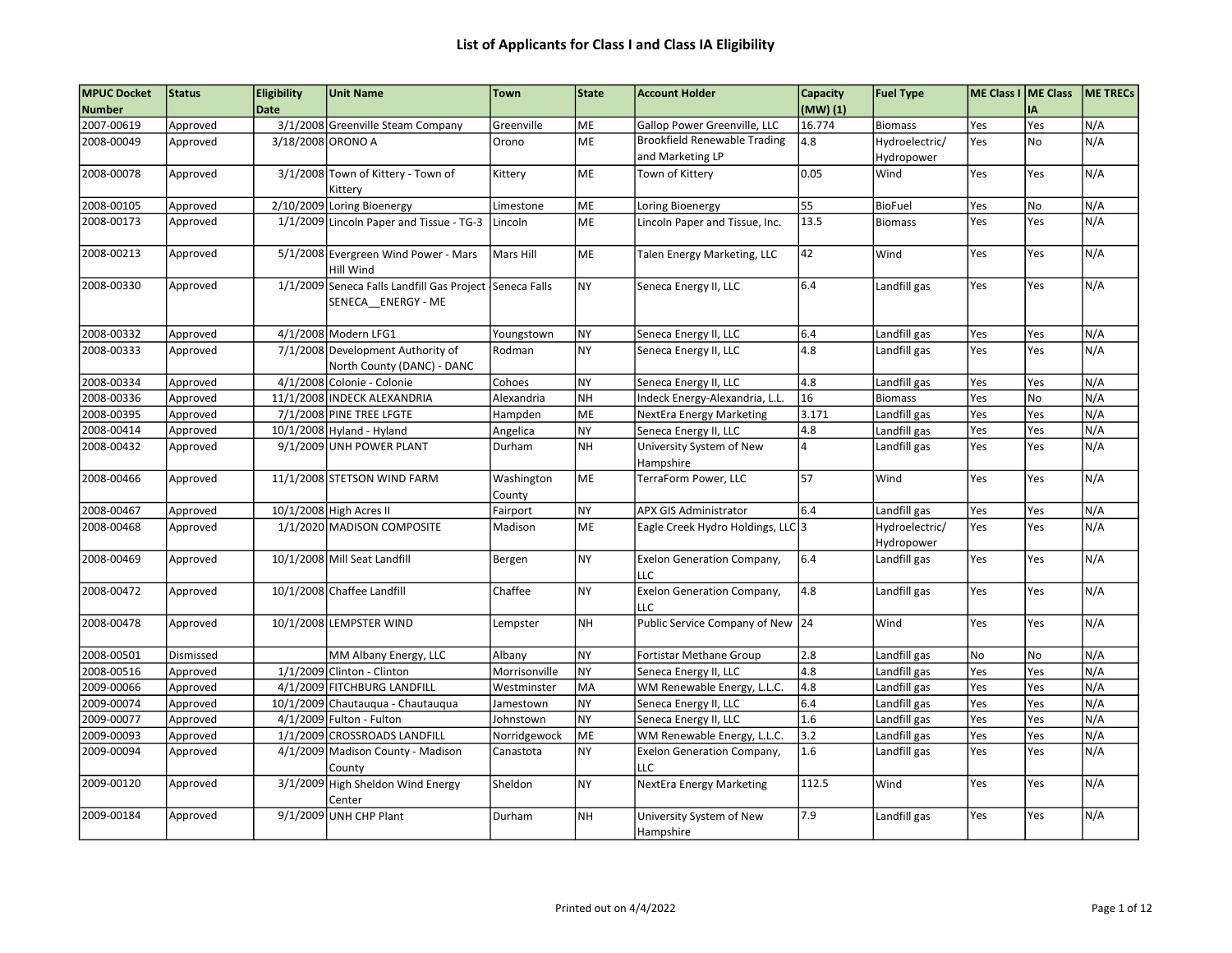# List of Applicants for Class I and Class IA Eligibility

| MPUC Docket Number | Status | Eligibility Date | Unit Name | Town | State | Account Holder | Capacity (MW) (1) | Fuel Type | ME Class I | ME Class IA | ME TRECs |
|---|---|---|---|---|---|---|---|---|---|---|---|
| 2007-00619 | Approved | 3/1/2008 | Greenville Steam Company | Greenville | ME | Gallop Power Greenville, LLC | 16.774 | Biomass | Yes | Yes | N/A |
| 2008-00049 | Approved | 3/18/2008 | ORONO A | Orono | ME | Brookfield Renewable Trading and Marketing LP | 4.8 | Hydroelectric/ Hydropower | Yes | No | N/A |
| 2008-00078 | Approved | 3/1/2008 | Town of Kittery - Town of Kittery | Kittery | ME | Town of Kittery | 0.05 | Wind | Yes | Yes | N/A |
| 2008-00105 | Approved | 2/10/2009 | Loring Bioenergy | Limestone | ME | Loring Bioenergy | 55 | BioFuel | Yes | No | N/A |
| 2008-00173 | Approved | 1/1/2009 | Lincoln Paper and Tissue - TG-3 | Lincoln | ME | Lincoln Paper and Tissue, Inc. | 13.5 | Biomass | Yes | Yes | N/A |
| 2008-00213 | Approved | 5/1/2008 | Evergreen Wind Power - Mars Hill Wind | Mars Hill | ME | Talen Energy Marketing, LLC | 42 | Wind | Yes | Yes | N/A |
| 2008-00330 | Approved | 1/1/2009 | Seneca Falls Landfill Gas Project - SENECA__ENERGY - ME | Seneca Falls | NY | Seneca Energy II, LLC | 6.4 | Landfill gas | Yes | Yes | N/A |
| 2008-00332 | Approved | 4/1/2008 | Modern LFG1 | Youngstown | NY | Seneca Energy II, LLC | 6.4 | Landfill gas | Yes | Yes | N/A |
| 2008-00333 | Approved | 7/1/2008 | Development Authority of North County (DANC) - DANC | Rodman | NY | Seneca Energy II, LLC | 4.8 | Landfill gas | Yes | Yes | N/A |
| 2008-00334 | Approved | 4/1/2008 | Colonie - Colonie | Cohoes | NY | Seneca Energy II, LLC | 4.8 | Landfill gas | Yes | Yes | N/A |
| 2008-00336 | Approved | 11/1/2008 | INDECK ALEXANDRIA | Alexandria | NH | Indeck Energy-Alexandria, L.L. | 16 | Biomass | Yes | No | N/A |
| 2008-00395 | Approved | 7/1/2008 | PINE TREE LFGTE | Hampden | ME | NextEra Energy Marketing | 3.171 | Landfill gas | Yes | Yes | N/A |
| 2008-00414 | Approved | 10/1/2008 | Hyland - Hyland | Angelica | NY | Seneca Energy II, LLC | 4.8 | Landfill gas | Yes | Yes | N/A |
| 2008-00432 | Approved | 9/1/2009 | UNH POWER PLANT | Durham | NH | University System of New Hampshire | 4 | Landfill gas | Yes | Yes | N/A |
| 2008-00466 | Approved | 11/1/2008 | STETSON WIND FARM | Washington County | ME | TerraForm Power, LLC | 57 | Wind | Yes | Yes | N/A |
| 2008-00467 | Approved | 10/1/2008 | High Acres II | Fairport | NY | APX GIS Administrator | 6.4 | Landfill gas | Yes | Yes | N/A |
| 2008-00468 | Approved | 1/1/2020 | MADISON COMPOSITE | Madison | ME | Eagle Creek Hydro Holdings, LLC | 3 | Hydroelectric/ Hydropower | Yes | Yes | N/A |
| 2008-00469 | Approved | 10/1/2008 | Mill Seat Landfill | Bergen | NY | Exelon Generation Company, LLC | 6.4 | Landfill gas | Yes | Yes | N/A |
| 2008-00472 | Approved | 10/1/2008 | Chaffee Landfill | Chaffee | NY | Exelon Generation Company, LLC | 4.8 | Landfill gas | Yes | Yes | N/A |
| 2008-00478 | Approved | 10/1/2008 | LEMPSTER WIND | Lempster | NH | Public Service Company of New | 24 | Wind | Yes | Yes | N/A |
| 2008-00501 | Dismissed | | MM Albany Energy, LLC | Albany | NY | Fortistar Methane Group | 2.8 | Landfill gas | No | No | N/A |
| 2008-00516 | Approved | 1/1/2009 | Clinton - Clinton | Morrisonville | NY | Seneca Energy II, LLC | 4.8 | Landfill gas | Yes | Yes | N/A |
| 2009-00066 | Approved | 4/1/2009 | FITCHBURG LANDFILL | Westminster | MA | WM Renewable Energy, L.L.C. | 4.8 | Landfill gas | Yes | Yes | N/A |
| 2009-00074 | Approved | 10/1/2009 | Chautauqua - Chautauqua | Jamestown | NY | Seneca Energy II, LLC | 6.4 | Landfill gas | Yes | Yes | N/A |
| 2009-00077 | Approved | 4/1/2009 | Fulton - Fulton | Johnstown | NY | Seneca Energy II, LLC | 1.6 | Landfill gas | Yes | Yes | N/A |
| 2009-00093 | Approved | 1/1/2009 | CROSSROADS LANDFILL | Norridgewock | ME | WM Renewable Energy, L.L.C. | 3.2 | Landfill gas | Yes | Yes | N/A |
| 2009-00094 | Approved | 4/1/2009 | Madison County - Madison County | Canastota | NY | Exelon Generation Company, LLC | 1.6 | Landfill gas | Yes | Yes | N/A |
| 2009-00120 | Approved | 3/1/2009 | High Sheldon Wind Energy Center | Sheldon | NY | NextEra Energy Marketing | 112.5 | Wind | Yes | Yes | N/A |
| 2009-00184 | Approved | 9/1/2009 | UNH CHP Plant | Durham | NH | University System of New Hampshire | 7.9 | Landfill gas | Yes | Yes | N/A |

Printed out on 4/4/2022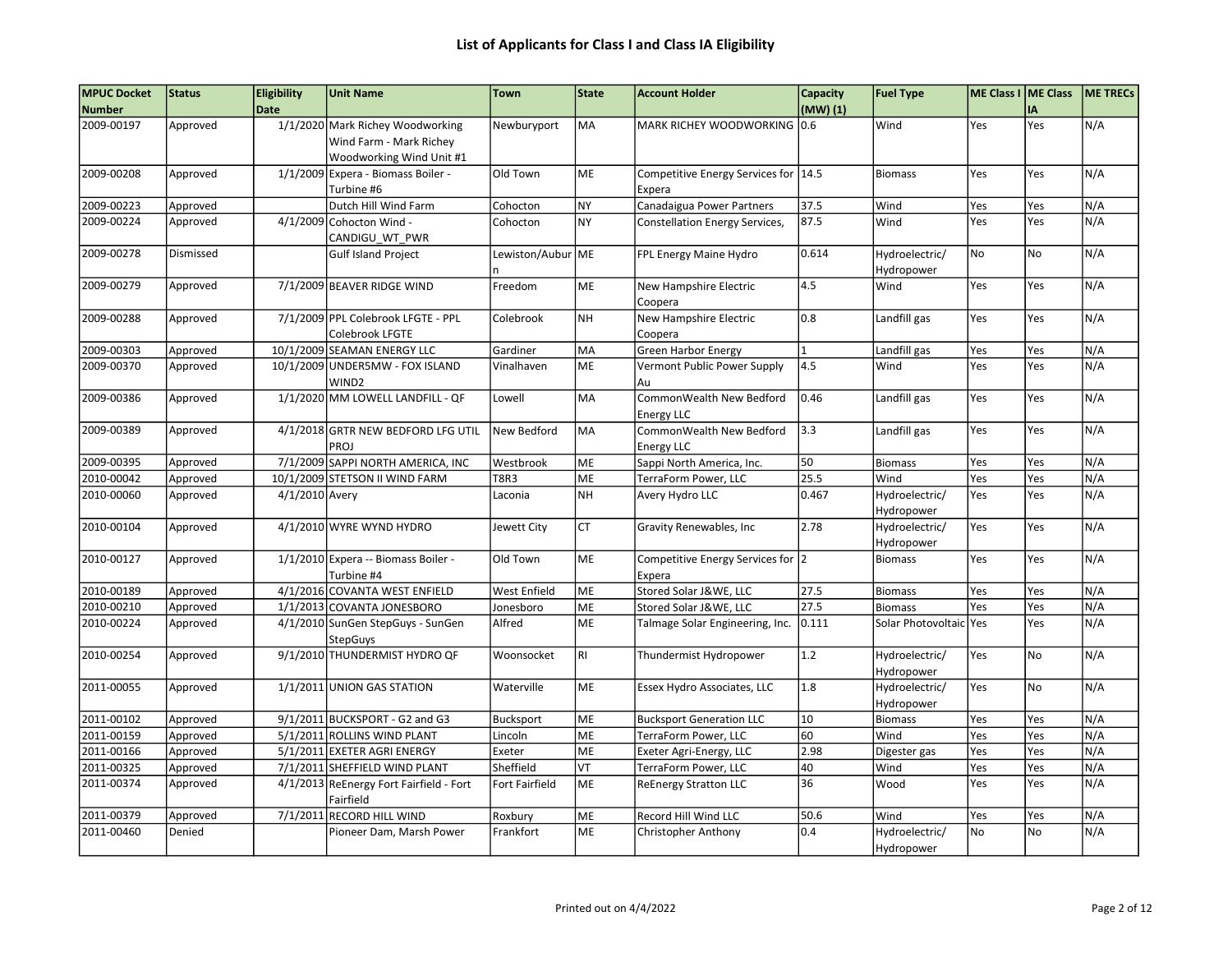# List of Applicants for Class I and Class IA Eligibility

| MPUC Docket Number | Status | Eligibility Date | Unit Name | Town | State | Account Holder | Capacity (MW) (1) | Fuel Type | ME Class I | ME Class IA | ME TRECs |
|---|---|---|---|---|---|---|---|---|---|---|---|
| 2009-00197 | Approved | 1/1/2020 | Mark Richey Woodworking Wind Farm - Mark Richey Woodworking Wind Unit #1 | Newburyport | MA | MARK RICHEY WOODWORKING | 0.6 | Wind | Yes | Yes | N/A |
| 2009-00208 | Approved | 1/1/2009 | Expera - Biomass Boiler - Turbine #6 | Old Town | ME | Competitive Energy Services for Expera | 14.5 | Biomass | Yes | Yes | N/A |
| 2009-00223 | Approved | | Dutch Hill Wind Farm | Cohocton | NY | Canadaigua Power Partners | 37.5 | Wind | Yes | Yes | N/A |
| 2009-00224 | Approved | 4/1/2009 | Cohocton Wind - CANDIGU_WT_PWR | Cohocton | NY | Constellation Energy Services, | 87.5 | Wind | Yes | Yes | N/A |
| 2009-00278 | Dismissed | | Gulf Island Project | Lewiston/Auburn | ME | FPL Energy Maine Hydro | 0.614 | Hydroelectric/ Hydropower | No | No | N/A |
| 2009-00279 | Approved | 7/1/2009 | BEAVER RIDGE WIND | Freedom | ME | New Hampshire Electric Coopera | 4.5 | Wind | Yes | Yes | N/A |
| 2009-00288 | Approved | 7/1/2009 | PPL Colebrook LFGTE - PPL Colebrook LFGTE | Colebrook | NH | New Hampshire Electric Coopera | 0.8 | Landfill gas | Yes | Yes | N/A |
| 2009-00303 | Approved | 10/1/2009 | SEAMAN ENERGY LLC | Gardiner | MA | Green Harbor Energy | 1 | Landfill gas | Yes | Yes | N/A |
| 2009-00370 | Approved | 10/1/2009 | UNDER5MW - FOX ISLAND WIND2 | Vinalhaven | ME | Vermont Public Power Supply Au | 4.5 | Wind | Yes | Yes | N/A |
| 2009-00386 | Approved | 1/1/2020 | MM LOWELL LANDFILL - QF | Lowell | MA | CommonWealth New Bedford Energy LLC | 0.46 | Landfill gas | Yes | Yes | N/A |
| 2009-00389 | Approved | 4/1/2018 | GRTR NEW BEDFORD LFG UTIL PROJ | New Bedford | MA | CommonWealth New Bedford Energy LLC | 3.3 | Landfill gas | Yes | Yes | N/A |
| 2009-00395 | Approved | 7/1/2009 | SAPPI NORTH AMERICA, INC | Westbrook | ME | Sappi North America, Inc. | 50 | Biomass | Yes | Yes | N/A |
| 2010-00042 | Approved | 10/1/2009 | STETSON II WIND FARM | T8R3 | ME | TerraForm Power, LLC | 25.5 | Wind | Yes | Yes | N/A |
| 2010-00060 | Approved | 4/1/2010 | Avery | Laconia | NH | Avery Hydro LLC | 0.467 | Hydroelectric/ Hydropower | Yes | Yes | N/A |
| 2010-00104 | Approved | 4/1/2010 | WYRE WYND HYDRO | Jewett City | CT | Gravity Renewables, Inc | 2.78 | Hydroelectric/ Hydropower | Yes | Yes | N/A |
| 2010-00127 | Approved | 1/1/2010 | Expera -- Biomass Boiler - Turbine #4 | Old Town | ME | Competitive Energy Services for Expera | 2 | Biomass | Yes | Yes | N/A |
| 2010-00189 | Approved | 4/1/2016 | COVANTA WEST ENFIELD | West Enfield | ME | Stored Solar J&WE, LLC | 27.5 | Biomass | Yes | Yes | N/A |
| 2010-00210 | Approved | 1/1/2013 | COVANTA JONESBORO | Jonesboro | ME | Stored Solar J&WE, LLC | 27.5 | Biomass | Yes | Yes | N/A |
| 2010-00224 | Approved | 4/1/2010 | SunGen StepGuys - SunGen StepGuys | Alfred | ME | Talmage Solar Engineering, Inc. | 0.111 | Solar Photovoltaic | Yes | Yes | N/A |
| 2010-00254 | Approved | 9/1/2010 | THUNDERMIST HYDRO QF | Woonsocket | RI | Thundermist Hydropower | 1.2 | Hydroelectric/ Hydropower | Yes | No | N/A |
| 2011-00055 | Approved | 1/1/2011 | UNION GAS STATION | Waterville | ME | Essex Hydro Associates, LLC | 1.8 | Hydroelectric/ Hydropower | Yes | No | N/A |
| 2011-00102 | Approved | 9/1/2011 | BUCKSPORT - G2 and G3 | Bucksport | ME | Bucksport Generation LLC | 10 | Biomass | Yes | Yes | N/A |
| 2011-00159 | Approved | 5/1/2011 | ROLLINS WIND PLANT | Lincoln | ME | TerraForm Power, LLC | 60 | Wind | Yes | Yes | N/A |
| 2011-00166 | Approved | 5/1/2011 | EXETER AGRI ENERGY | Exeter | ME | Exeter Agri-Energy, LLC | 2.98 | Digester gas | Yes | Yes | N/A |
| 2011-00325 | Approved | 7/1/2011 | SHEFFIELD WIND PLANT | Sheffield | VT | TerraForm Power, LLC | 40 | Wind | Yes | Yes | N/A |
| 2011-00374 | Approved | 4/1/2013 | ReEnergy Fort Fairfield - Fort Fairfield | Fort Fairfield | ME | ReEnergy Stratton LLC | 36 | Wood | Yes | Yes | N/A |
| 2011-00379 | Approved | 7/1/2011 | RECORD HILL WIND | Roxbury | ME | Record Hill Wind LLC | 50.6 | Wind | Yes | Yes | N/A |
| 2011-00460 | Denied | | Pioneer Dam, Marsh Power | Frankfort | ME | Christopher Anthony | 0.4 | Hydroelectric/ Hydropower | No | No | N/A |

Printed out on 4/4/2022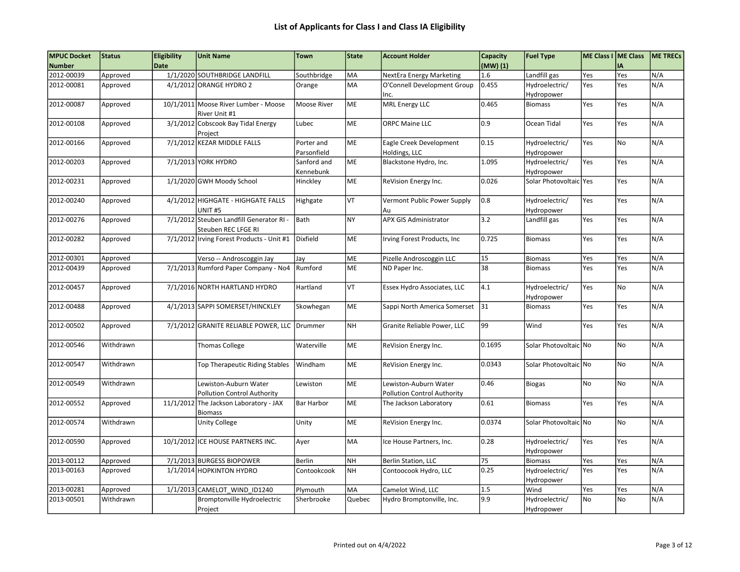# List of Applicants for Class I and Class IA Eligibility

| MPUC Docket Number | Status | Eligibility Date | Unit Name | Town | State | Account Holder | Capacity (MW) (1) | Fuel Type | ME Class I | ME Class IA | ME TRECs |
|---|---|---|---|---|---|---|---|---|---|---|---|
| 2012-00039 | Approved | 1/1/2020 | SOUTHBRIDGE LANDFILL | Southbridge | MA | NextEra Energy Marketing | 1.6 | Landfill gas | Yes | Yes | N/A |
| 2012-00081 | Approved | 4/1/2012 | ORANGE HYDRO 2 | Orange | MA | O'Connell Development Group Inc. | 0.455 | Hydroelectric/ Hydropower | Yes | Yes | N/A |
| 2012-00087 | Approved | 10/1/2011 | Moose River Lumber - Moose River Unit #1 | Moose River | ME | MRL Energy LLC | 0.465 | Biomass | Yes | Yes | N/A |
| 2012-00108 | Approved | 3/1/2012 | Cobscook Bay Tidal Energy Project | Lubec | ME | ORPC Maine LLC | 0.9 | Ocean Tidal | Yes | Yes | N/A |
| 2012-00166 | Approved | 7/1/2012 | KEZAR MIDDLE FALLS | Porter and Parsonfield | ME | Eagle Creek Development Holdings, LLC | 0.15 | Hydroelectric/ Hydropower | Yes | No | N/A |
| 2012-00203 | Approved | 7/1/2013 | YORK HYDRO | Sanford and Kennebunk | ME | Blackstone Hydro, Inc. | 1.095 | Hydroelectric/ Hydropower | Yes | Yes | N/A |
| 2012-00231 | Approved | 1/1/2020 | GWH Moody School | Hinckley | ME | ReVision Energy Inc. | 0.026 | Solar Photovoltaic | Yes | Yes | N/A |
| 2012-00240 | Approved | 4/1/2012 | HIGHGATE - HIGHGATE FALLS UNIT #5 | Highgate | VT | Vermont Public Power Supply Au | 0.8 | Hydroelectric/ Hydropower | Yes | Yes | N/A |
| 2012-00276 | Approved | 7/1/2012 | Steuben Landfill Generator RI - Steuben REC LFGE RI | Bath | NY | APX GIS Administrator | 3.2 | Landfill gas | Yes | Yes | N/A |
| 2012-00282 | Approved | 7/1/2012 | Irving Forest Products - Unit #1 | Dixfield | ME | Irving Forest Products, Inc | 0.725 | Biomass | Yes | Yes | N/A |
| 2012-00301 | Approved | | Verso -- Androscoggin Jay | Jay | ME | Pizelle Androscoggin LLC | 15 | Biomass | Yes | Yes | N/A |
| 2012-00439 | Approved | 7/1/2013 | Rumford Paper Company - No4 | Rumford | ME | ND Paper Inc. | 38 | Biomass | Yes | Yes | N/A |
| 2012-00457 | Approved | 7/1/2016 | NORTH HARTLAND HYDRO | Hartland | VT | Essex Hydro Associates, LLC | 4.1 | Hydroelectric/ Hydropower | Yes | No | N/A |
| 2012-00488 | Approved | 4/1/2013 | SAPPI SOMERSET/HINCKLEY | Skowhegan | ME | Sappi North America Somerset | 31 | Biomass | Yes | Yes | N/A |
| 2012-00502 | Approved | 7/1/2012 | GRANITE RELIABLE POWER, LLC | Drummer | NH | Granite Reliable Power, LLC | 99 | Wind | Yes | Yes | N/A |
| 2012-00546 | Withdrawn | | Thomas College | Waterville | ME | ReVision Energy Inc. | 0.1695 | Solar Photovoltaic | No | No | N/A |
| 2012-00547 | Withdrawn | | Top Therapeutic Riding Stables | Windham | ME | ReVision Energy Inc. | 0.0343 | Solar Photovoltaic | No | No | N/A |
| 2012-00549 | Withdrawn | | Lewiston-Auburn Water Pollution Control Authority | Lewiston | ME | Lewiston-Auburn Water Pollution Control Authority | 0.46 | Biogas | No | No | N/A |
| 2012-00552 | Approved | 11/1/2012 | The Jackson Laboratory - JAX Biomass | Bar Harbor | ME | The Jackson Laboratory | 0.61 | Biomass | Yes | Yes | N/A |
| 2012-00574 | Withdrawn | | Unity College | Unity | ME | ReVision Energy Inc. | 0.0374 | Solar Photovoltaic | No | No | N/A |
| 2012-00590 | Approved | 10/1/2012 | ICE HOUSE PARTNERS INC. | Ayer | MA | Ice House Partners, Inc. | 0.28 | Hydroelectric/ Hydropower | Yes | Yes | N/A |
| 2013-00112 | Approved | 7/1/2013 | BURGESS BIOPOWER | Berlin | NH | Berlin Station, LLC | 75 | Biomass | Yes | Yes | N/A |
| 2013-00163 | Approved | 1/1/2014 | HOPKINTON HYDRO | Contookcook | NH | Contoocook Hydro, LLC | 0.25 | Hydroelectric/ Hydropower | Yes | Yes | N/A |
| 2013-00281 | Approved | 1/1/2013 | CAMELOT_WIND_ID1240 | Plymouth | MA | Camelot Wind, LLC | 1.5 | Wind | Yes | Yes | N/A |
| 2013-00501 | Withdrawn | | Bromptonville Hydroelectric Project | Sherbrooke | Quebec | Hydro Bromptonville, Inc. | 9.9 | Hydroelectric/ Hydropower | No | No | N/A |

Printed out on 4/4/2022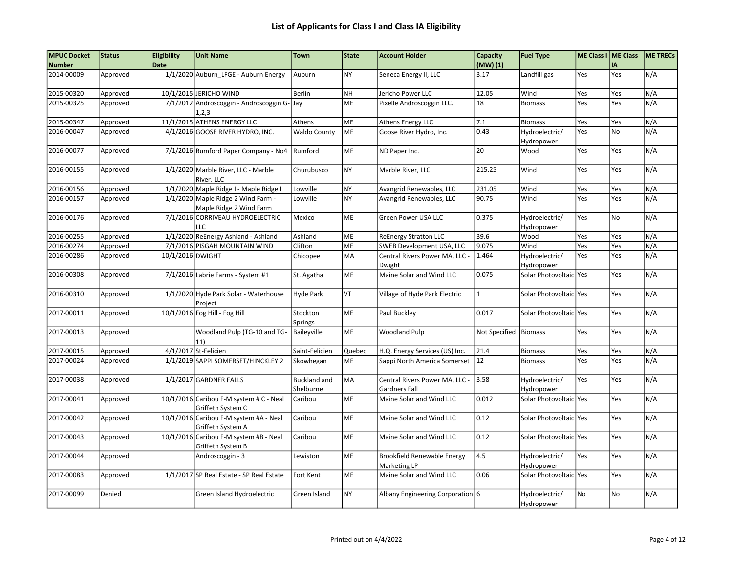# List of Applicants for Class I and Class IA Eligibility

| MPUC Docket Number | Status | Eligibility Date | Unit Name | Town | State | Account Holder | Capacity (MW) (1) | Fuel Type | ME Class I | ME Class IA | ME TRECs |
|---|---|---|---|---|---|---|---|---|---|---|---|
| 2014-00009 | Approved | 1/1/2020 | Auburn_LFGE - Auburn Energy | Auburn | NY | Seneca Energy II, LLC | 3.17 | Landfill gas | Yes | Yes | N/A |
| 2015-00320 | Approved | 10/1/2015 | JERICHO WIND | Berlin | NH | Jericho Power LLC | 12.05 | Wind | Yes | Yes | N/A |
| 2015-00325 | Approved | 7/1/2012 | Androscoggin - Androscoggin G-1,2,3 | Jay | ME | Pixelle Androscoggin LLC. | 18 | Biomass | Yes | Yes | N/A |
| 2015-00347 | Approved | 11/1/2015 | ATHENS ENERGY LLC | Athens | ME | Athens Energy LLC | 7.1 | Biomass | Yes | Yes | N/A |
| 2016-00047 | Approved | 4/1/2016 | GOOSE RIVER HYDRO, INC. | Waldo County | ME | Goose River Hydro, Inc. | 0.43 | Hydroelectric/ Hydropower | Yes | No | N/A |
| 2016-00077 | Approved | 7/1/2016 | Rumford Paper Company - No4 | Rumford | ME | ND Paper Inc. | 20 | Wood | Yes | Yes | N/A |
| 2016-00155 | Approved | 1/1/2020 | Marble River, LLC - Marble River, LLC | Churubusco | NY | Marble River, LLC | 215.25 | Wind | Yes | Yes | N/A |
| 2016-00156 | Approved | 1/1/2020 | Maple Ridge I - Maple Ridge I | Lowville | NY | Avangrid Renewables, LLC | 231.05 | Wind | Yes | Yes | N/A |
| 2016-00157 | Approved | 1/1/2020 | Maple Ridge 2 Wind Farm - Maple Ridge 2 Wind Farm | Lowville | NY | Avangrid Renewables, LLC | 90.75 | Wind | Yes | Yes | N/A |
| 2016-00176 | Approved | 7/1/2016 | CORRIVEAU HYDROELECTRIC LLC | Mexico | ME | Green Power USA LLC | 0.375 | Hydroelectric/ Hydropower | Yes | No | N/A |
| 2016-00255 | Approved | 1/1/2020 | ReEnergy Ashland - Ashland | Ashland | ME | ReEnergy Stratton LLC | 39.6 | Wood | Yes | Yes | N/A |
| 2016-00274 | Approved | 7/1/2016 | PISGAH MOUNTAIN WIND | Clifton | ME | SWEB Development USA, LLC | 9.075 | Wind | Yes | Yes | N/A |
| 2016-00286 | Approved | 10/1/2016 | DWIGHT | Chicopee | MA | Central Rivers Power MA, LLC - Dwight | 1.464 | Hydroelectric/ Hydropower | Yes | Yes | N/A |
| 2016-00308 | Approved | 7/1/2016 | Labrie Farms - System #1 | St. Agatha | ME | Maine Solar and Wind LLC | 0.075 | Solar Photovoltaic | Yes | Yes | N/A |
| 2016-00310 | Approved | 1/1/2020 | Hyde Park Solar - Waterhouse Project | Hyde Park | VT | Village of Hyde Park Electric | 1 | Solar Photovoltaic | Yes | Yes | N/A |
| 2017-00011 | Approved | 10/1/2016 | Fog Hill - Fog Hill | Stockton Springs | ME | Paul Buckley | 0.017 | Solar Photovoltaic | Yes | Yes | N/A |
| 2017-00013 | Approved | | Woodland Pulp (TG-10 and TG-11) | Baileyville | ME | Woodland Pulp | Not Specified | Biomass | Yes | Yes | N/A |
| 2017-00015 | Approved | 4/1/2017 | St-Felicien | Saint-Felicien | Quebec | H.Q. Energy Services (US) Inc. | 21.4 | Biomass | Yes | Yes | N/A |
| 2017-00024 | Approved | 1/1/2019 | SAPPI SOMERSET/HINCKLEY 2 | Skowhegan | ME | Sappi North America Somerset | 12 | Biomass | Yes | Yes | N/A |
| 2017-00038 | Approved | 1/1/2017 | GARDNER FALLS | Buckland and Shelburne | MA | Central Rivers Power MA, LLC - Gardners Fall | 3.58 | Hydroelectric/ Hydropower | Yes | Yes | N/A |
| 2017-00041 | Approved | 10/1/2016 | Caribou F-M system # C - Neal Griffeth System C | Caribou | ME | Maine Solar and Wind LLC | 0.012 | Solar Photovoltaic | Yes | Yes | N/A |
| 2017-00042 | Approved | 10/1/2016 | Caribou F-M system #A - Neal Griffeth System A | Caribou | ME | Maine Solar and Wind LLC | 0.12 | Solar Photovoltaic | Yes | Yes | N/A |
| 2017-00043 | Approved | 10/1/2016 | Caribou F-M system #B - Neal Griffeth System B | Caribou | ME | Maine Solar and Wind LLC | 0.12 | Solar Photovoltaic | Yes | Yes | N/A |
| 2017-00044 | Approved | | Androscoggin - 3 | Lewiston | ME | Brookfield Renewable Energy Marketing LP | 4.5 | Hydroelectric/ Hydropower | Yes | Yes | N/A |
| 2017-00083 | Approved | 1/1/2017 | SP Real Estate - SP Real Estate | Fort Kent | ME | Maine Solar and Wind LLC | 0.06 | Solar Photovoltaic | Yes | Yes | N/A |
| 2017-00099 | Denied | | Green Island Hydroelectric | Green Island | NY | Albany Engineering Corporation | 6 | Hydroelectric/ Hydropower | No | No | N/A |

Printed out on 4/4/2022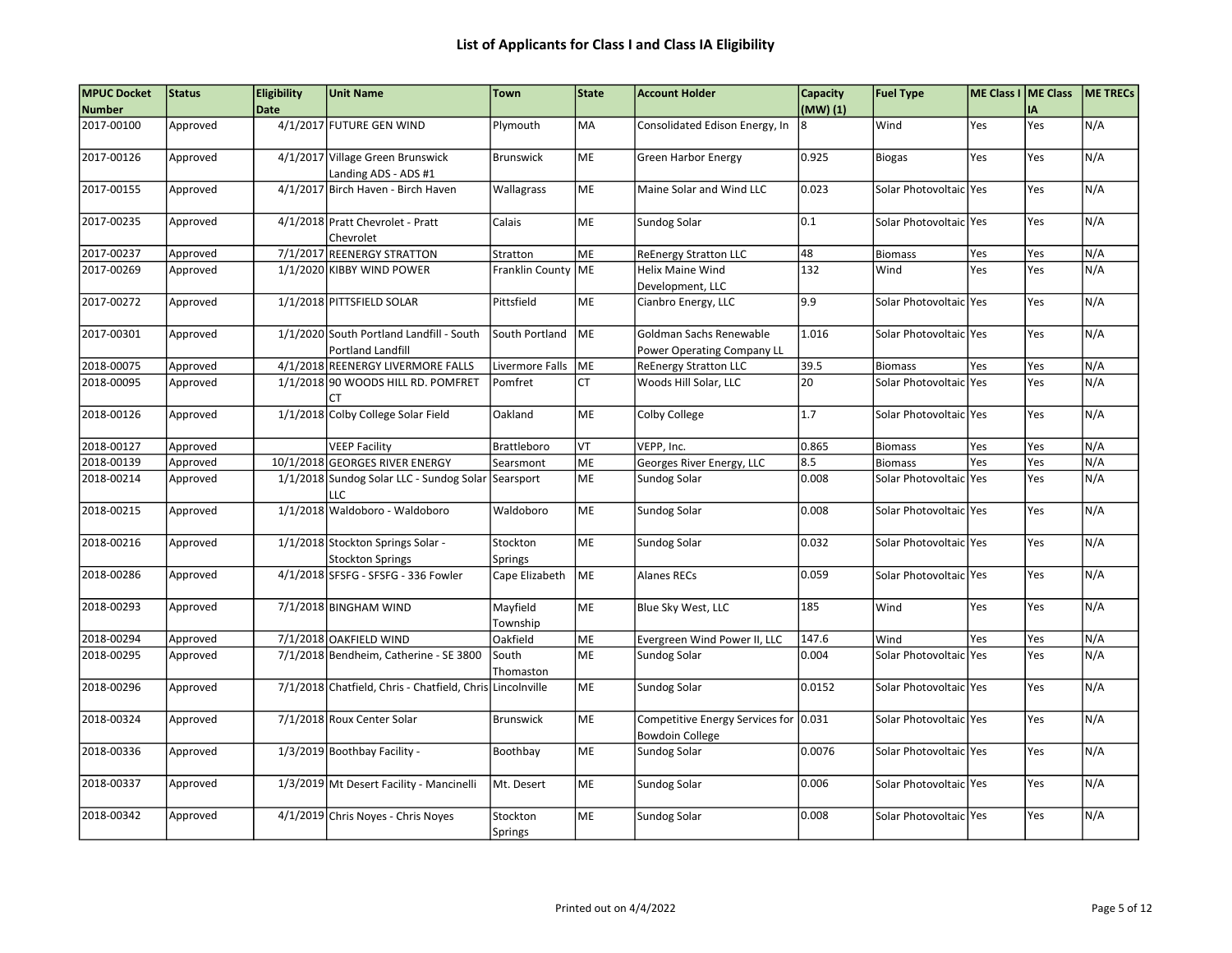# List of Applicants for Class I and Class IA Eligibility

| MPUC Docket Number | Status | Eligibility Date | Unit Name | Town | State | Account Holder | Capacity (MW) (1) | Fuel Type | ME Class I | ME Class IA | ME TRECs |
|---|---|---|---|---|---|---|---|---|---|---|---|
| 2017-00100 | Approved | 4/1/2017 | FUTURE GEN WIND | Plymouth | MA | Consolidated Edison Energy, In | 8 | Wind | Yes | Yes | N/A |
| 2017-00126 | Approved | 4/1/2017 | Village Green Brunswick Landing ADS - ADS #1 | Brunswick | ME | Green Harbor Energy | 0.925 | Biogas | Yes | Yes | N/A |
| 2017-00155 | Approved | 4/1/2017 | Birch Haven - Birch Haven | Wallagrass | ME | Maine Solar and Wind LLC | 0.023 | Solar Photovoltaic | Yes | Yes | N/A |
| 2017-00235 | Approved | 4/1/2018 | Pratt Chevrolet - Pratt Chevrolet | Calais | ME | Sundog Solar | 0.1 | Solar Photovoltaic | Yes | Yes | N/A |
| 2017-00237 | Approved | 7/1/2017 | REENERGY STRATTON | Stratton | ME | ReEnergy Stratton LLC | 48 | Biomass | Yes | Yes | N/A |
| 2017-00269 | Approved | 1/1/2020 | KIBBY WIND POWER | Franklin County | ME | Helix Maine Wind Development, LLC | 132 | Wind | Yes | Yes | N/A |
| 2017-00272 | Approved | 1/1/2018 | PITTSFIELD SOLAR | Pittsfield | ME | Cianbro Energy, LLC | 9.9 | Solar Photovoltaic | Yes | Yes | N/A |
| 2017-00301 | Approved | 1/1/2020 | South Portland Landfill - South Portland Landfill | South Portland | ME | Goldman Sachs Renewable Power Operating Company LL | 1.016 | Solar Photovoltaic | Yes | Yes | N/A |
| 2018-00075 | Approved | 4/1/2018 | REENERGY LIVERMORE FALLS | Livermore Falls | ME | ReEnergy Stratton LLC | 39.5 | Biomass | Yes | Yes | N/A |
| 2018-00095 | Approved | 1/1/2018 | 90 WOODS HILL RD. POMFRET CT | Pomfret | CT | Woods Hill Solar, LLC | 20 | Solar Photovoltaic | Yes | Yes | N/A |
| 2018-00126 | Approved | 1/1/2018 | Colby College Solar Field | Oakland | ME | Colby College | 1.7 | Solar Photovoltaic | Yes | Yes | N/A |
| 2018-00127 | Approved | | VEEP Facility | Brattleboro | VT | VEPP, Inc. | 0.865 | Biomass | Yes | Yes | N/A |
| 2018-00139 | Approved | 10/1/2018 | GEORGES RIVER ENERGY | Searsmont | ME | Georges River Energy, LLC | 8.5 | Biomass | Yes | Yes | N/A |
| 2018-00214 | Approved | 1/1/2018 | Sundog Solar LLC - Sundog Solar LLC | Searsport | ME | Sundog Solar | 0.008 | Solar Photovoltaic | Yes | Yes | N/A |
| 2018-00215 | Approved | 1/1/2018 | Waldoboro - Waldoboro | Waldoboro | ME | Sundog Solar | 0.008 | Solar Photovoltaic | Yes | Yes | N/A |
| 2018-00216 | Approved | 1/1/2018 | Stockton Springs Solar - Stockton Springs | Stockton Springs | ME | Sundog Solar | 0.032 | Solar Photovoltaic | Yes | Yes | N/A |
| 2018-00286 | Approved | 4/1/2018 | SFSFG - SFSFG - 336 Fowler | Cape Elizabeth | ME | Alanes RECs | 0.059 | Solar Photovoltaic | Yes | Yes | N/A |
| 2018-00293 | Approved | 7/1/2018 | BINGHAM WIND | Mayfield Township | ME | Blue Sky West, LLC | 185 | Wind | Yes | Yes | N/A |
| 2018-00294 | Approved | 7/1/2018 | OAKFIELD WIND | Oakfield | ME | Evergreen Wind Power II, LLC | 147.6 | Wind | Yes | Yes | N/A |
| 2018-00295 | Approved | 7/1/2018 | Bendheim, Catherine - SE 3800 | South Thomaston | ME | Sundog Solar | 0.004 | Solar Photovoltaic | Yes | Yes | N/A |
| 2018-00296 | Approved | 7/1/2018 | Chatfield, Chris - Chatfield, Chris | Lincolnville | ME | Sundog Solar | 0.0152 | Solar Photovoltaic | Yes | Yes | N/A |
| 2018-00324 | Approved | 7/1/2018 | Roux Center Solar | Brunswick | ME | Competitive Energy Services for Bowdoin College | 0.031 | Solar Photovoltaic | Yes | Yes | N/A |
| 2018-00336 | Approved | 1/3/2019 | Boothbay Facility - | Boothbay | ME | Sundog Solar | 0.0076 | Solar Photovoltaic | Yes | Yes | N/A |
| 2018-00337 | Approved | 1/3/2019 | Mt Desert Facility - Mancinelli | Mt. Desert | ME | Sundog Solar | 0.006 | Solar Photovoltaic | Yes | Yes | N/A |
| 2018-00342 | Approved | 4/1/2019 | Chris Noyes - Chris Noyes | Stockton Springs | ME | Sundog Solar | 0.008 | Solar Photovoltaic | Yes | Yes | N/A |

Printed out on 4/4/2022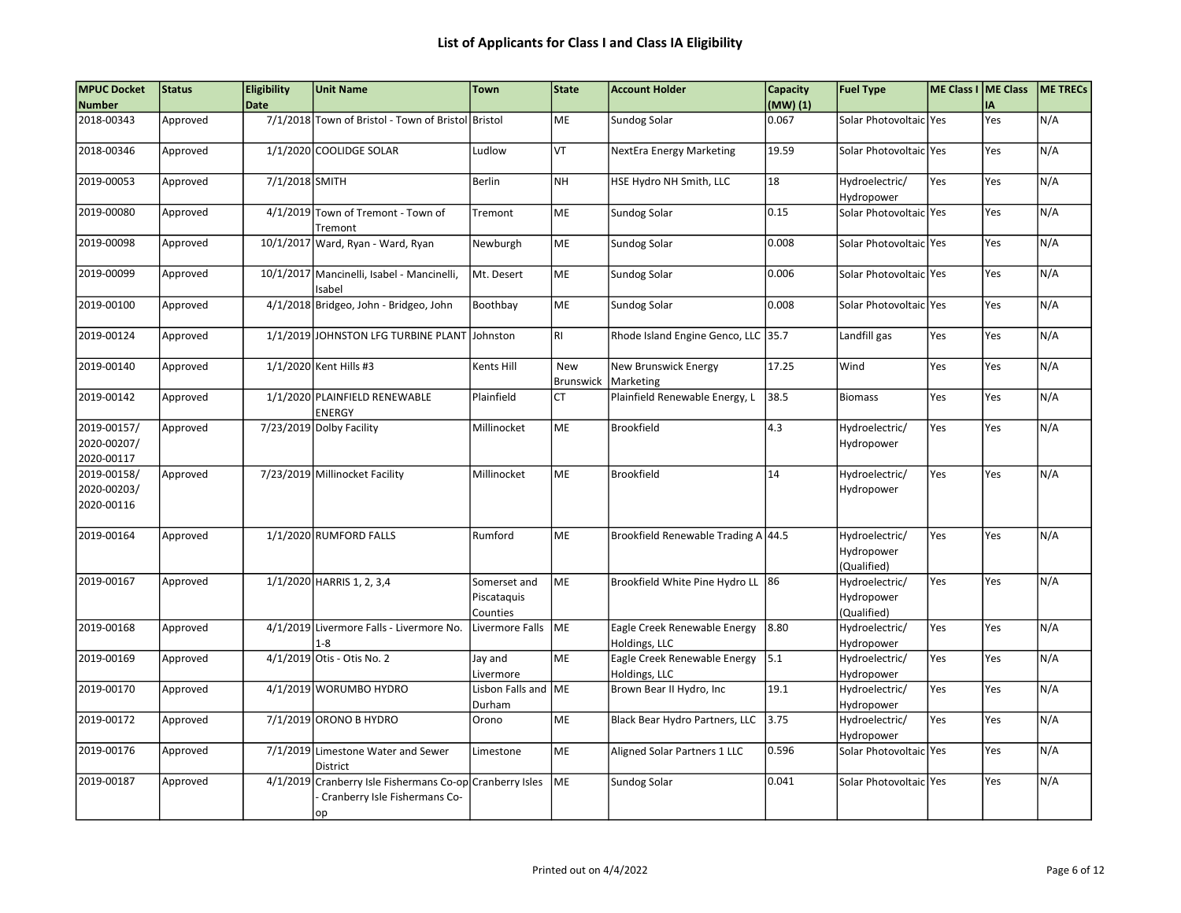# List of Applicants for Class I and Class IA Eligibility

| MPUC Docket Number | Status | Eligibility Date | Unit Name | Town | State | Account Holder | Capacity (MW) (1) | Fuel Type | ME Class I | ME Class IA | ME TRECs |
|---|---|---|---|---|---|---|---|---|---|---|---|
| 2018-00343 | Approved | 7/1/2018 | Town of Bristol - Town of Bristol | Bristol | ME | Sundog Solar | 0.067 | Solar Photovoltaic | Yes | Yes | N/A |
| 2018-00346 | Approved | 1/1/2020 | COOLIDGE SOLAR | Ludlow | VT | NextEra Energy Marketing | 19.59 | Solar Photovoltaic | Yes | Yes | N/A |
| 2019-00053 | Approved | 7/1/2018 | SMITH | Berlin | NH | HSE Hydro NH Smith, LLC | 18 | Hydroelectric/ Hydropower | Yes | Yes | N/A |
| 2019-00080 | Approved | 4/1/2019 | Town of Tremont - Town of Tremont | Tremont | ME | Sundog Solar | 0.15 | Solar Photovoltaic | Yes | Yes | N/A |
| 2019-00098 | Approved | 10/1/2017 | Ward, Ryan - Ward, Ryan | Newburgh | ME | Sundog Solar | 0.008 | Solar Photovoltaic | Yes | Yes | N/A |
| 2019-00099 | Approved | 10/1/2017 | Mancinelli, Isabel - Mancinelli, Isabel | Mt. Desert | ME | Sundog Solar | 0.006 | Solar Photovoltaic | Yes | Yes | N/A |
| 2019-00100 | Approved | 4/1/2018 | Bridgeo, John - Bridgeo, John | Boothbay | ME | Sundog Solar | 0.008 | Solar Photovoltaic | Yes | Yes | N/A |
| 2019-00124 | Approved | 1/1/2019 | JOHNSTON LFG TURBINE PLANT | Johnston | RI | Rhode Island Engine Genco, LLC | 35.7 | Landfill gas | Yes | Yes | N/A |
| 2019-00140 | Approved | 1/1/2020 | Kent Hills #3 | Kents Hill | New Brunswick | New Brunswick Energy Marketing | 17.25 | Wind | Yes | Yes | N/A |
| 2019-00142 | Approved | 1/1/2020 | PLAINFIELD RENEWABLE ENERGY | Plainfield | CT | Plainfield Renewable Energy, L | 38.5 | Biomass | Yes | Yes | N/A |
| 2019-00157/ 2020-00207/ 2020-00117 | Approved | 7/23/2019 | Dolby Facility | Millinocket | ME | Brookfield | 4.3 | Hydroelectric/ Hydropower | Yes | Yes | N/A |
| 2019-00158/ 2020-00203/ 2020-00116 | Approved | 7/23/2019 | Millinocket Facility | Millinocket | ME | Brookfield | 14 | Hydroelectric/ Hydropower | Yes | Yes | N/A |
| 2019-00164 | Approved | 1/1/2020 | RUMFORD FALLS | Rumford | ME | Brookfield Renewable Trading A | 44.5 | Hydroelectric/ Hydropower (Qualified) | Yes | Yes | N/A |
| 2019-00167 | Approved | 1/1/2020 | HARRIS 1, 2, 3,4 | Somerset and Piscataquis Counties | ME | Brookfield White Pine Hydro LL | 86 | Hydroelectric/ Hydropower (Qualified) | Yes | Yes | N/A |
| 2019-00168 | Approved | 4/1/2019 | Livermore Falls - Livermore No. 1-8 | Livermore Falls | ME | Eagle Creek Renewable Energy Holdings, LLC | 8.80 | Hydroelectric/ Hydropower | Yes | Yes | N/A |
| 2019-00169 | Approved | 4/1/2019 | Otis - Otis No. 2 | Jay and Livermore | ME | Eagle Creek Renewable Energy Holdings, LLC | 5.1 | Hydroelectric/ Hydropower | Yes | Yes | N/A |
| 2019-00170 | Approved | 4/1/2019 | WORUMBO HYDRO | Lisbon Falls and Durham | ME | Brown Bear II Hydro, Inc | 19.1 | Hydroelectric/ Hydropower | Yes | Yes | N/A |
| 2019-00172 | Approved | 7/1/2019 | ORONO B HYDRO | Orono | ME | Black Bear Hydro Partners, LLC | 3.75 | Hydroelectric/ Hydropower | Yes | Yes | N/A |
| 2019-00176 | Approved | 7/1/2019 | Limestone Water and Sewer District | Limestone | ME | Aligned Solar Partners 1 LLC | 0.596 | Solar Photovoltaic | Yes | Yes | N/A |
| 2019-00187 | Approved | 4/1/2019 | Cranberry Isle Fishermans Co-op - Cranberry Isle Fishermans Co-op | Cranberry Isles | ME | Sundog Solar | 0.041 | Solar Photovoltaic | Yes | Yes | N/A |

Printed out on 4/4/2022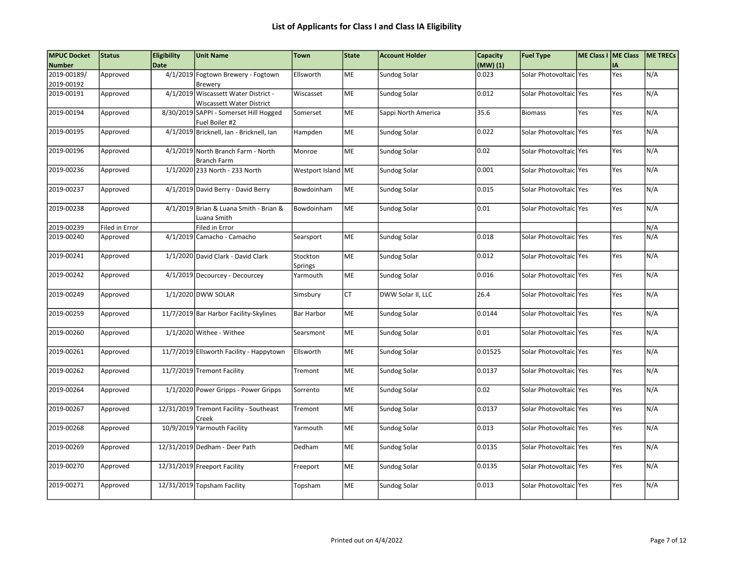# List of Applicants for Class I and Class IA Eligibility

| MPUC Docket Number | Status | Eligibility Date | Unit Name | Town | State | Account Holder | Capacity (MW) (1) | Fuel Type | ME Class I | ME Class IA | ME TRECs |
|---|---|---|---|---|---|---|---|---|---|---|---|
| 2019-00189/ 2019-00192 | Approved | 4/1/2019 | Fogtown Brewery - Fogtown Brewery | Ellsworth | ME | Sundog Solar | 0.023 | Solar Photovoltaic | Yes | Yes | N/A |
| 2019-00191 | Approved | 4/1/2019 | Wiscassett Water District - Wiscassett Water District | Wiscasset | ME | Sundog Solar | 0.012 | Solar Photovoltaic | Yes | Yes | N/A |
| 2019-00194 | Approved | 8/30/2019 | SAPPI - Somerset Hill Hogged Fuel Boiler #2 | Somerset | ME | Sappi North America | 35.6 | Biomass | Yes | Yes | N/A |
| 2019-00195 | Approved | 4/1/2019 | Bricknell, Ian - Bricknell, Ian | Hampden | ME | Sundog Solar | 0.022 | Solar Photovoltaic | Yes | Yes | N/A |
| 2019-00196 | Approved | 4/1/2019 | North Branch Farm - North Branch Farm | Monroe | ME | Sundog Solar | 0.02 | Solar Photovoltaic | Yes | Yes | N/A |
| 2019-00236 | Approved | 1/1/2020 | 233 North - 233 North | Westport Island | ME | Sundog Solar | 0.001 | Solar Photovoltaic | Yes | Yes | N/A |
| 2019-00237 | Approved | 4/1/2019 | David Berry - David Berry | Bowdoinham | ME | Sundog Solar | 0.015 | Solar Photovoltaic | Yes | Yes | N/A |
| 2019-00238 | Approved | 4/1/2019 | Brian & Luana Smith - Brian & Luana Smith | Bowdoinham | ME | Sundog Solar | 0.01 | Solar Photovoltaic | Yes | Yes | N/A |
| 2019-00239 | Filed in Error | | Filed in Error | | | | | | | | N/A |
| 2019-00240 | Approved | 4/1/2019 | Camacho - Camacho | Searsport | ME | Sundog Solar | 0.018 | Solar Photovoltaic | Yes | Yes | N/A |
| 2019-00241 | Approved | 1/1/2020 | David Clark - David Clark | Stockton Springs | ME | Sundog Solar | 0.012 | Solar Photovoltaic | Yes | Yes | N/A |
| 2019-00242 | Approved | 4/1/2019 | Decourcey - Decourcey | Yarmouth | ME | Sundog Solar | 0.016 | Solar Photovoltaic | Yes | Yes | N/A |
| 2019-00249 | Approved | 1/1/2020 | DWW SOLAR | Simsbury | CT | DWW Solar II, LLC | 26.4 | Solar Photovoltaic | Yes | Yes | N/A |
| 2019-00259 | Approved | 11/7/2019 | Bar Harbor Facility-Skylines | Bar Harbor | ME | Sundog Solar | 0.0144 | Solar Photovoltaic | Yes | Yes | N/A |
| 2019-00260 | Approved | 1/1/2020 | Withee - Withee | Searsmont | ME | Sundog Solar | 0.01 | Solar Photovoltaic | Yes | Yes | N/A |
| 2019-00261 | Approved | 11/7/2019 | Ellsworth Facility - Happytown | Ellsworth | ME | Sundog Solar | 0.01525 | Solar Photovoltaic | Yes | Yes | N/A |
| 2019-00262 | Approved | 11/7/2019 | Tremont Facility | Tremont | ME | Sundog Solar | 0.0137 | Solar Photovoltaic | Yes | Yes | N/A |
| 2019-00264 | Approved | 1/1/2020 | Power Gripps - Power Gripps | Sorrento | ME | Sundog Solar | 0.02 | Solar Photovoltaic | Yes | Yes | N/A |
| 2019-00267 | Approved | 12/31/2019 | Tremont Facility - Southeast Creek | Tremont | ME | Sundog Solar | 0.0137 | Solar Photovoltaic | Yes | Yes | N/A |
| 2019-00268 | Approved | 10/9/2019 | Yarmouth Facility | Yarmouth | ME | Sundog Solar | 0.013 | Solar Photovoltaic | Yes | Yes | N/A |
| 2019-00269 | Approved | 12/31/2019 | Dedham - Deer Path | Dedham | ME | Sundog Solar | 0.0135 | Solar Photovoltaic | Yes | Yes | N/A |
| 2019-00270 | Approved | 12/31/2019 | Freeport Facility | Freeport | ME | Sundog Solar | 0.0135 | Solar Photovoltaic | Yes | Yes | N/A |
| 2019-00271 | Approved | 12/31/2019 | Topsham Facility | Topsham | ME | Sundog Solar | 0.013 | Solar Photovoltaic | Yes | Yes | N/A |

Printed out on 4/4/2022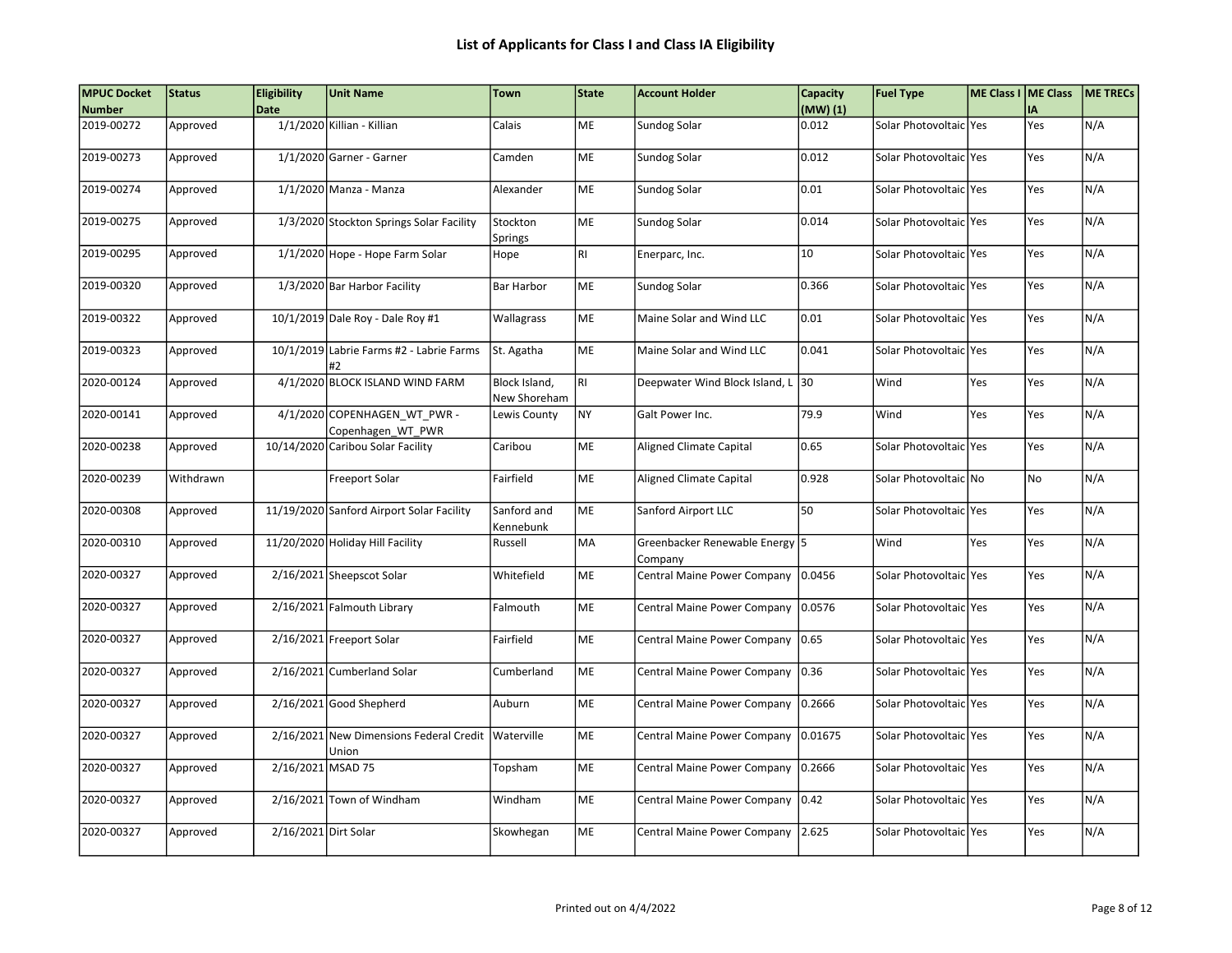# List of Applicants for Class I and Class IA Eligibility

| MPUC Docket Number | Status | Eligibility Date | Unit Name | Town | State | Account Holder | Capacity (MW) (1) | Fuel Type | ME Class I | ME Class IA | ME TRECs |
|---|---|---|---|---|---|---|---|---|---|---|---|
| 2019-00272 | Approved | 1/1/2020 | Killian - Killian | Calais | ME | Sundog Solar | 0.012 | Solar Photovoltaic | Yes | Yes | N/A |
| 2019-00273 | Approved | 1/1/2020 | Garner - Garner | Camden | ME | Sundog Solar | 0.012 | Solar Photovoltaic | Yes | Yes | N/A |
| 2019-00274 | Approved | 1/1/2020 | Manza - Manza | Alexander | ME | Sundog Solar | 0.01 | Solar Photovoltaic | Yes | Yes | N/A |
| 2019-00275 | Approved | 1/3/2020 | Stockton Springs Solar Facility | Stockton Springs | ME | Sundog Solar | 0.014 | Solar Photovoltaic | Yes | Yes | N/A |
| 2019-00295 | Approved | 1/1/2020 | Hope - Hope Farm Solar | Hope | RI | Enerparc, Inc. | 10 | Solar Photovoltaic | Yes | Yes | N/A |
| 2019-00320 | Approved | 1/3/2020 | Bar Harbor Facility | Bar Harbor | ME | Sundog Solar | 0.366 | Solar Photovoltaic | Yes | Yes | N/A |
| 2019-00322 | Approved | 10/1/2019 | Dale Roy - Dale Roy #1 | Wallagrass | ME | Maine Solar and Wind LLC | 0.01 | Solar Photovoltaic | Yes | Yes | N/A |
| 2019-00323 | Approved | 10/1/2019 | Labrie Farms #2 - Labrie Farms #2 | St. Agatha | ME | Maine Solar and Wind LLC | 0.041 | Solar Photovoltaic | Yes | Yes | N/A |
| 2020-00124 | Approved | 4/1/2020 | BLOCK ISLAND WIND FARM | Block Island, New Shoreham | RI | Deepwater Wind Block Island, L | 30 | Wind | Yes | Yes | N/A |
| 2020-00141 | Approved | 4/1/2020 | COPENHAGEN_WT_PWR - Copenhagen_WT_PWR | Lewis County | NY | Galt Power Inc. | 79.9 | Wind | Yes | Yes | N/A |
| 2020-00238 | Approved | 10/14/2020 | Caribou Solar Facility | Caribou | ME | Aligned Climate Capital | 0.65 | Solar Photovoltaic | Yes | Yes | N/A |
| 2020-00239 | Withdrawn | | Freeport Solar | Fairfield | ME | Aligned Climate Capital | 0.928 | Solar Photovoltaic | No | No | N/A |
| 2020-00308 | Approved | 11/19/2020 | Sanford Airport Solar Facility | Sanford and Kennebunk | ME | Sanford Airport LLC | 50 | Solar Photovoltaic | Yes | Yes | N/A |
| 2020-00310 | Approved | 11/20/2020 | Holiday Hill Facility | Russell | MA | Greenbacker Renewable Energy Company | 5 | Wind | Yes | Yes | N/A |
| 2020-00327 | Approved | 2/16/2021 | Sheepscot Solar | Whitefield | ME | Central Maine Power Company | 0.0456 | Solar Photovoltaic | Yes | Yes | N/A |
| 2020-00327 | Approved | 2/16/2021 | Falmouth Library | Falmouth | ME | Central Maine Power Company | 0.0576 | Solar Photovoltaic | Yes | Yes | N/A |
| 2020-00327 | Approved | 2/16/2021 | Freeport Solar | Fairfield | ME | Central Maine Power Company | 0.65 | Solar Photovoltaic | Yes | Yes | N/A |
| 2020-00327 | Approved | 2/16/2021 | Cumberland Solar | Cumberland | ME | Central Maine Power Company | 0.36 | Solar Photovoltaic | Yes | Yes | N/A |
| 2020-00327 | Approved | 2/16/2021 | Good Shepherd | Auburn | ME | Central Maine Power Company | 0.2666 | Solar Photovoltaic | Yes | Yes | N/A |
| 2020-00327 | Approved | 2/16/2021 | New Dimensions Federal Credit Union | Waterville | ME | Central Maine Power Company | 0.01675 | Solar Photovoltaic | Yes | Yes | N/A |
| 2020-00327 | Approved | 2/16/2021 | MSAD 75 | Topsham | ME | Central Maine Power Company | 0.2666 | Solar Photovoltaic | Yes | Yes | N/A |
| 2020-00327 | Approved | 2/16/2021 | Town of Windham | Windham | ME | Central Maine Power Company | 0.42 | Solar Photovoltaic | Yes | Yes | N/A |
| 2020-00327 | Approved | 2/16/2021 | Dirt Solar | Skowhegan | ME | Central Maine Power Company | 2.625 | Solar Photovoltaic | Yes | Yes | N/A |

Printed out on 4/4/2022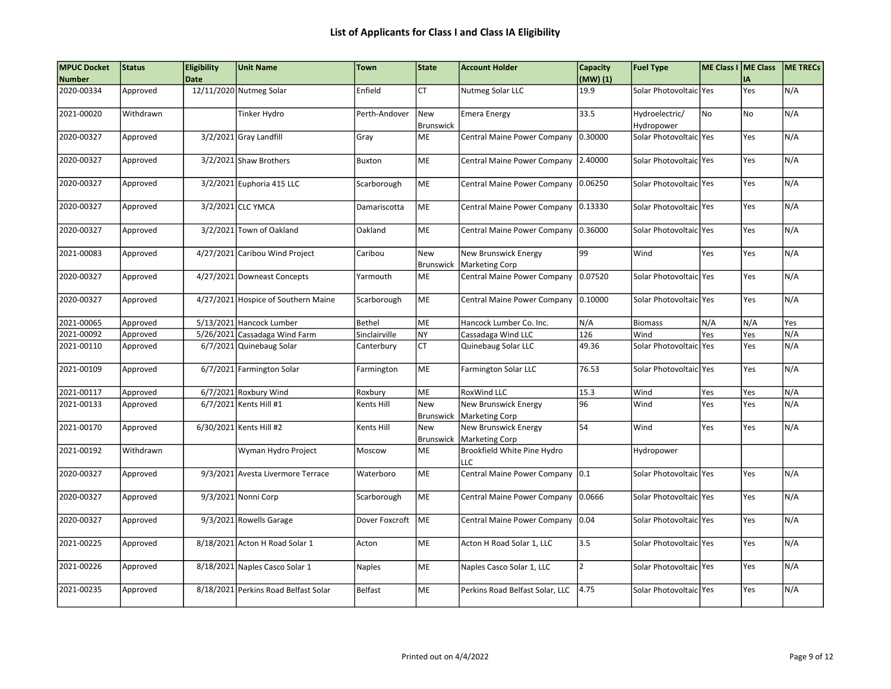# List of Applicants for Class I and Class IA Eligibility

| MPUC Docket Number | Status | Eligibility Date | Unit Name | Town | State | Account Holder | Capacity (MW) (1) | Fuel Type | ME Class I | ME Class IA | ME TRECs |
|---|---|---|---|---|---|---|---|---|---|---|---|
| 2020-00334 | Approved | 12/11/2020 | Nutmeg Solar | Enfield | CT | Nutmeg Solar LLC | 19.9 | Solar Photovoltaic | Yes | Yes | N/A |
| 2021-00020 | Withdrawn | | Tinker Hydro | Perth-Andover | New Brunswick | Emera Energy | 33.5 | Hydroelectric/ Hydropower | No | No | N/A |
| 2020-00327 | Approved | 3/2/2021 | Gray Landfill | Gray | ME | Central Maine Power Company | 0.30000 | Solar Photovoltaic | Yes | Yes | N/A |
| 2020-00327 | Approved | 3/2/2021 | Shaw Brothers | Buxton | ME | Central Maine Power Company | 2.40000 | Solar Photovoltaic | Yes | Yes | N/A |
| 2020-00327 | Approved | 3/2/2021 | Euphoria 415 LLC | Scarborough | ME | Central Maine Power Company | 0.06250 | Solar Photovoltaic | Yes | Yes | N/A |
| 2020-00327 | Approved | 3/2/2021 | CLC YMCA | Damariscotta | ME | Central Maine Power Company | 0.13330 | Solar Photovoltaic | Yes | Yes | N/A |
| 2020-00327 | Approved | 3/2/2021 | Town of Oakland | Oakland | ME | Central Maine Power Company | 0.36000 | Solar Photovoltaic | Yes | Yes | N/A |
| 2021-00083 | Approved | 4/27/2021 | Caribou Wind Project | Caribou | New Brunswick | New Brunswick Energy Marketing Corp | 99 | Wind | Yes | Yes | N/A |
| 2020-00327 | Approved | 4/27/2021 | Downeast Concepts | Yarmouth | ME | Central Maine Power Company | 0.07520 | Solar Photovoltaic | Yes | Yes | N/A |
| 2020-00327 | Approved | 4/27/2021 | Hospice of Southern Maine | Scarborough | ME | Central Maine Power Company | 0.10000 | Solar Photovoltaic | Yes | Yes | N/A |
| 2021-00065 | Approved | 5/13/2021 | Hancock Lumber | Bethel | ME | Hancock Lumber Co. Inc. | N/A | Biomass | N/A | N/A | Yes |
| 2021-00092 | Approved | 5/26/2021 | Cassadaga Wind Farm | Sinclairville | NY | Cassadaga Wind LLC | 126 | Wind | Yes | Yes | N/A |
| 2021-00110 | Approved | 6/7/2021 | Quinebaug Solar | Canterbury | CT | Quinebaug Solar LLC | 49.36 | Solar Photovoltaic | Yes | Yes | N/A |
| 2021-00109 | Approved | 6/7/2021 | Farmington Solar | Farmington | ME | Farmington Solar LLC | 76.53 | Solar Photovoltaic | Yes | Yes | N/A |
| 2021-00117 | Approved | 6/7/2021 | Roxbury Wind | Roxbury | ME | RoxWind LLC | 15.3 | Wind | Yes | Yes | N/A |
| 2021-00133 | Approved | 6/7/2021 | Kents Hill #1 | Kents Hill | New Brunswick | New Brunswick Energy Marketing Corp | 96 | Wind | Yes | Yes | N/A |
| 2021-00170 | Approved | 6/30/2021 | Kents Hill #2 | Kents Hill | New Brunswick | New Brunswick Energy Marketing Corp | 54 | Wind | Yes | Yes | N/A |
| 2021-00192 | Withdrawn | | Wyman Hydro Project | Moscow | ME | Brookfield White Pine Hydro LLC | | Hydropower | | | |
| 2020-00327 | Approved | 9/3/2021 | Avesta Livermore Terrace | Waterboro | ME | Central Maine Power Company | 0.1 | Solar Photovoltaic | Yes | Yes | N/A |
| 2020-00327 | Approved | 9/3/2021 | Nonni Corp | Scarborough | ME | Central Maine Power Company | 0.0666 | Solar Photovoltaic | Yes | Yes | N/A |
| 2020-00327 | Approved | 9/3/2021 | Rowells Garage | Dover Foxcroft | ME | Central Maine Power Company | 0.04 | Solar Photovoltaic | Yes | Yes | N/A |
| 2021-00225 | Approved | 8/18/2021 | Acton H Road Solar 1 | Acton | ME | Acton H Road Solar 1, LLC | 3.5 | Solar Photovoltaic | Yes | Yes | N/A |
| 2021-00226 | Approved | 8/18/2021 | Naples Casco Solar 1 | Naples | ME | Naples Casco Solar 1, LLC | 2 | Solar Photovoltaic | Yes | Yes | N/A |
| 2021-00235 | Approved | 8/18/2021 | Perkins Road Belfast Solar | Belfast | ME | Perkins Road Belfast Solar, LLC | 4.75 | Solar Photovoltaic | Yes | Yes | N/A |

Printed out on 4/4/2022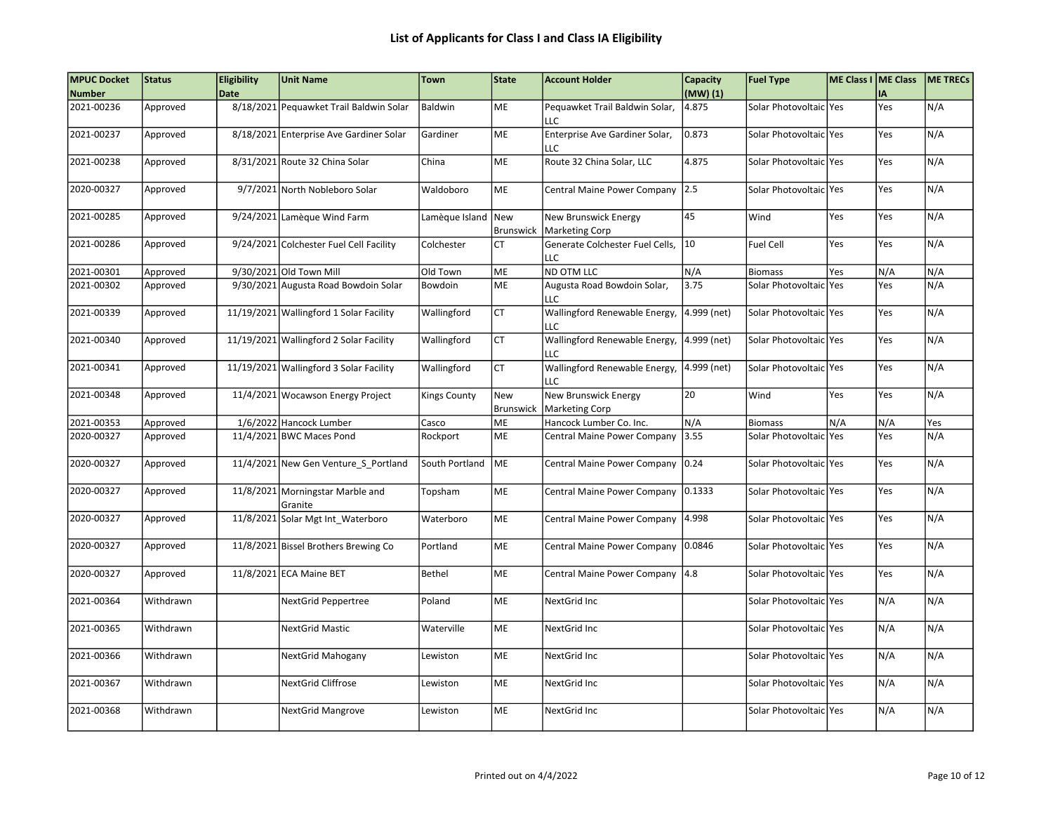# List of Applicants for Class I and Class IA Eligibility

| MPUC Docket Number | Status | Eligibility Date | Unit Name | Town | State | Account Holder | Capacity (MW) (1) | Fuel Type | ME Class I | ME Class IA | ME TRECs |
|---|---|---|---|---|---|---|---|---|---|---|---|
| 2021-00236 | Approved | 8/18/2021 | Pequawket Trail Baldwin Solar | Baldwin | ME | Pequawket Trail Baldwin Solar, LLC | 4.875 | Solar Photovoltaic | Yes | Yes | N/A |
| 2021-00237 | Approved | 8/18/2021 | Enterprise Ave Gardiner Solar | Gardiner | ME | Enterprise Ave Gardiner Solar, LLC | 0.873 | Solar Photovoltaic | Yes | Yes | N/A |
| 2021-00238 | Approved | 8/31/2021 | Route 32 China Solar | China | ME | Route 32 China Solar, LLC | 4.875 | Solar Photovoltaic | Yes | Yes | N/A |
| 2020-00327 | Approved | 9/7/2021 | North Nobleboro Solar | Waldoboro | ME | Central Maine Power Company | 2.5 | Solar Photovoltaic | Yes | Yes | N/A |
| 2021-00285 | Approved | 9/24/2021 | Lamèque Wind Farm | Lamèque Island | New Brunswick | New Brunswick Energy Marketing Corp | 45 | Wind | Yes | Yes | N/A |
| 2021-00286 | Approved | 9/24/2021 | Colchester Fuel Cell Facility | Colchester | CT | Generate Colchester Fuel Cells, LLC | 10 | Fuel Cell | Yes | Yes | N/A |
| 2021-00301 | Approved | 9/30/2021 | Old Town Mill | Old Town | ME | ND OTM LLC | N/A | Biomass | Yes | N/A | N/A |
| 2021-00302 | Approved | 9/30/2021 | Augusta Road Bowdoin Solar | Bowdoin | ME | Augusta Road Bowdoin Solar, LLC | 3.75 | Solar Photovoltaic | Yes | Yes | N/A |
| 2021-00339 | Approved | 11/19/2021 | Wallingford 1 Solar Facility | Wallingford | CT | Wallingford Renewable Energy, LLC | 4.999 (net) | Solar Photovoltaic | Yes | Yes | N/A |
| 2021-00340 | Approved | 11/19/2021 | Wallingford 2 Solar Facility | Wallingford | CT | Wallingford Renewable Energy, LLC | 4.999 (net) | Solar Photovoltaic | Yes | Yes | N/A |
| 2021-00341 | Approved | 11/19/2021 | Wallingford 3 Solar Facility | Wallingford | CT | Wallingford Renewable Energy, LLC | 4.999 (net) | Solar Photovoltaic | Yes | Yes | N/A |
| 2021-00348 | Approved | 11/4/2021 | Wocawson Energy Project | Kings County | New Brunswick | New Brunswick Energy Marketing Corp | 20 | Wind | Yes | Yes | N/A |
| 2021-00353 | Approved | 1/6/2022 | Hancock Lumber | Casco | ME | Hancock Lumber Co. Inc. | N/A | Biomass | N/A | N/A | Yes |
| 2020-00327 | Approved | 11/4/2021 | BWC Maces Pond | Rockport | ME | Central Maine Power Company | 3.55 | Solar Photovoltaic | Yes | Yes | N/A |
| 2020-00327 | Approved | 11/4/2021 | New Gen Venture_S_Portland | South Portland | ME | Central Maine Power Company | 0.24 | Solar Photovoltaic | Yes | Yes | N/A |
| 2020-00327 | Approved | 11/8/2021 | Morningstar Marble and Granite | Topsham | ME | Central Maine Power Company | 0.1333 | Solar Photovoltaic | Yes | Yes | N/A |
| 2020-00327 | Approved | 11/8/2021 | Solar Mgt Int_Waterboro | Waterboro | ME | Central Maine Power Company | 4.998 | Solar Photovoltaic | Yes | Yes | N/A |
| 2020-00327 | Approved | 11/8/2021 | Bissel Brothers Brewing Co | Portland | ME | Central Maine Power Company | 0.0846 | Solar Photovoltaic | Yes | Yes | N/A |
| 2020-00327 | Approved | 11/8/2021 | ECA Maine BET | Bethel | ME | Central Maine Power Company | 4.8 | Solar Photovoltaic | Yes | Yes | N/A |
| 2021-00364 | Withdrawn | | NextGrid Peppertree | Poland | ME | NextGrid Inc | | Solar Photovoltaic | Yes | N/A | N/A |
| 2021-00365 | Withdrawn | | NextGrid Mastic | Waterville | ME | NextGrid Inc | | Solar Photovoltaic | Yes | N/A | N/A |
| 2021-00366 | Withdrawn | | NextGrid Mahogany | Lewiston | ME | NextGrid Inc | | Solar Photovoltaic | Yes | N/A | N/A |
| 2021-00367 | Withdrawn | | NextGrid Cliffrose | Lewiston | ME | NextGrid Inc | | Solar Photovoltaic | Yes | N/A | N/A |
| 2021-00368 | Withdrawn | | NextGrid Mangrove | Lewiston | ME | NextGrid Inc | | Solar Photovoltaic | Yes | N/A | N/A |

Printed out on 4/4/2022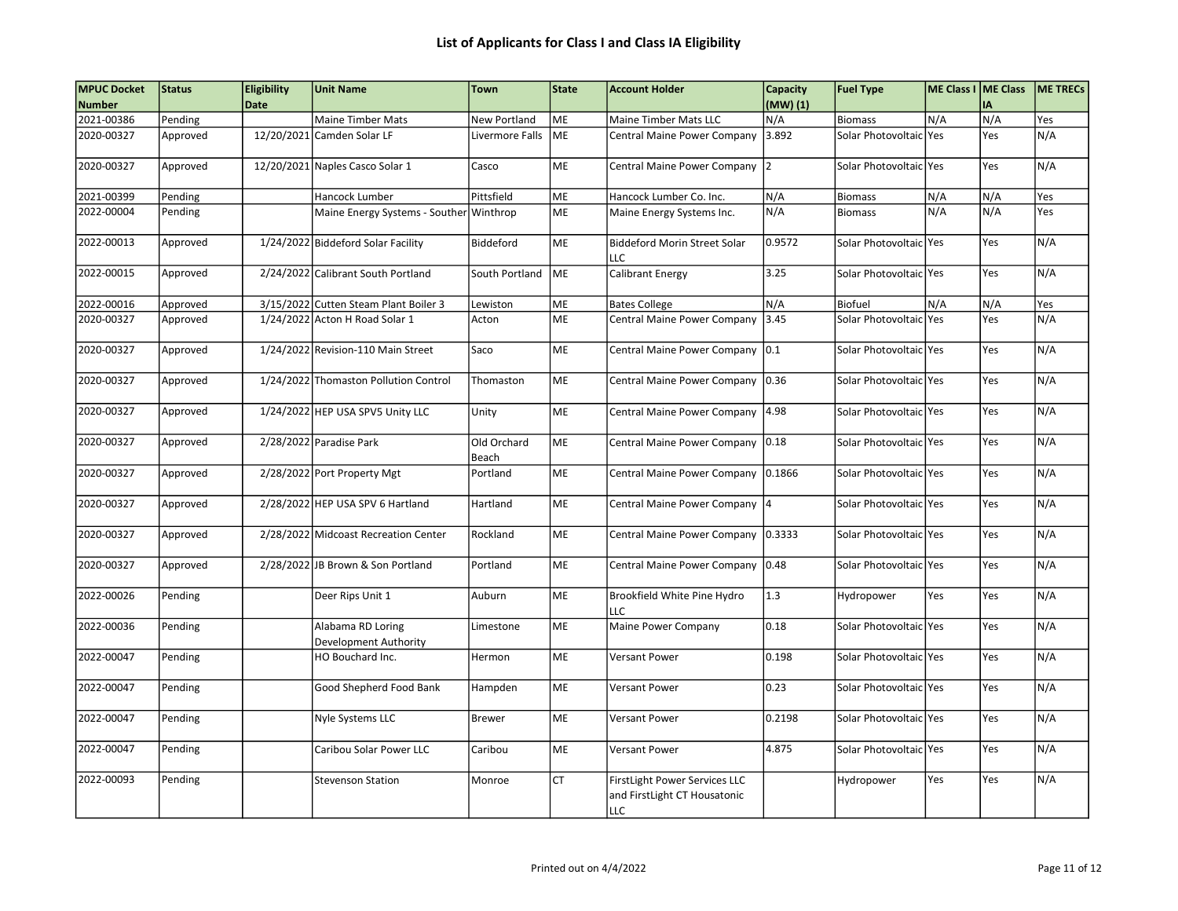# List of Applicants for Class I and Class IA Eligibility

| MPUC Docket Number | Status | Eligibility Date | Unit Name | Town | State | Account Holder | Capacity (MW) (1) | Fuel Type | ME Class I | ME Class IA | ME TRECs |
|---|---|---|---|---|---|---|---|---|---|---|---|
| 2021-00386 | Pending | | Maine Timber Mats | New Portland | ME | Maine Timber Mats LLC | N/A | Biomass | N/A | N/A | Yes |
| 2020-00327 | Approved | 12/20/2021 | Camden Solar LF | Livermore Falls | ME | Central Maine Power Company | 3.892 | Solar Photovoltaic | Yes | Yes | N/A |
| 2020-00327 | Approved | 12/20/2021 | Naples Casco Solar 1 | Casco | ME | Central Maine Power Company | 2 | Solar Photovoltaic | Yes | Yes | N/A |
| 2021-00399 | Pending | | Hancock Lumber | Pittsfield | ME | Hancock Lumber Co. Inc. | N/A | Biomass | N/A | N/A | Yes |
| 2022-00004 | Pending | | Maine Energy Systems - Souther | Winthrop | ME | Maine Energy Systems Inc. | N/A | Biomass | N/A | N/A | Yes |
| 2022-00013 | Approved | 1/24/2022 | Biddeford Solar Facility | Biddeford | ME | Biddeford Morin Street Solar LLC | 0.9572 | Solar Photovoltaic | Yes | Yes | N/A |
| 2022-00015 | Approved | 2/24/2022 | Calibrant South Portland | South Portland | ME | Calibrant Energy | 3.25 | Solar Photovoltaic | Yes | Yes | N/A |
| 2022-00016 | Approved | 3/15/2022 | Cutten Steam Plant Boiler 3 | Lewiston | ME | Bates College | N/A | Biofuel | N/A | N/A | Yes |
| 2020-00327 | Approved | 1/24/2022 | Acton H Road Solar 1 | Acton | ME | Central Maine Power Company | 3.45 | Solar Photovoltaic | Yes | Yes | N/A |
| 2020-00327 | Approved | 1/24/2022 | Revision-110 Main Street | Saco | ME | Central Maine Power Company | 0.1 | Solar Photovoltaic | Yes | Yes | N/A |
| 2020-00327 | Approved | 1/24/2022 | Thomaston Pollution Control | Thomaston | ME | Central Maine Power Company | 0.36 | Solar Photovoltaic | Yes | Yes | N/A |
| 2020-00327 | Approved | 1/24/2022 | HEP USA SPV5 Unity LLC | Unity | ME | Central Maine Power Company | 4.98 | Solar Photovoltaic | Yes | Yes | N/A |
| 2020-00327 | Approved | 2/28/2022 | Paradise Park | Old Orchard Beach | ME | Central Maine Power Company | 0.18 | Solar Photovoltaic | Yes | Yes | N/A |
| 2020-00327 | Approved | 2/28/2022 | Port Property Mgt | Portland | ME | Central Maine Power Company | 0.1866 | Solar Photovoltaic | Yes | Yes | N/A |
| 2020-00327 | Approved | 2/28/2022 | HEP USA SPV 6 Hartland | Hartland | ME | Central Maine Power Company | 4 | Solar Photovoltaic | Yes | Yes | N/A |
| 2020-00327 | Approved | 2/28/2022 | Midcoast Recreation Center | Rockland | ME | Central Maine Power Company | 0.3333 | Solar Photovoltaic | Yes | Yes | N/A |
| 2020-00327 | Approved | 2/28/2022 | JB Brown & Son Portland | Portland | ME | Central Maine Power Company | 0.48 | Solar Photovoltaic | Yes | Yes | N/A |
| 2022-00026 | Pending | | Deer Rips Unit 1 | Auburn | ME | Brookfield White Pine Hydro LLC | 1.3 | Hydropower | Yes | Yes | N/A |
| 2022-00036 | Pending | | Alabama RD Loring Development Authority | Limestone | ME | Maine Power Company | 0.18 | Solar Photovoltaic | Yes | Yes | N/A |
| 2022-00047 | Pending | | HO Bouchard Inc. | Hermon | ME | Versant Power | 0.198 | Solar Photovoltaic | Yes | Yes | N/A |
| 2022-00047 | Pending | | Good Shepherd Food Bank | Hampden | ME | Versant Power | 0.23 | Solar Photovoltaic | Yes | Yes | N/A |
| 2022-00047 | Pending | | Nyle Systems LLC | Brewer | ME | Versant Power | 0.2198 | Solar Photovoltaic | Yes | Yes | N/A |
| 2022-00047 | Pending | | Caribou Solar Power LLC | Caribou | ME | Versant Power | 4.875 | Solar Photovoltaic | Yes | Yes | N/A |
| 2022-00093 | Pending | | Stevenson Station | Monroe | CT | FirstLight Power Services LLC and FirstLight CT Housatonic LLC | | Hydropower | Yes | Yes | N/A |

Printed out on 4/4/2022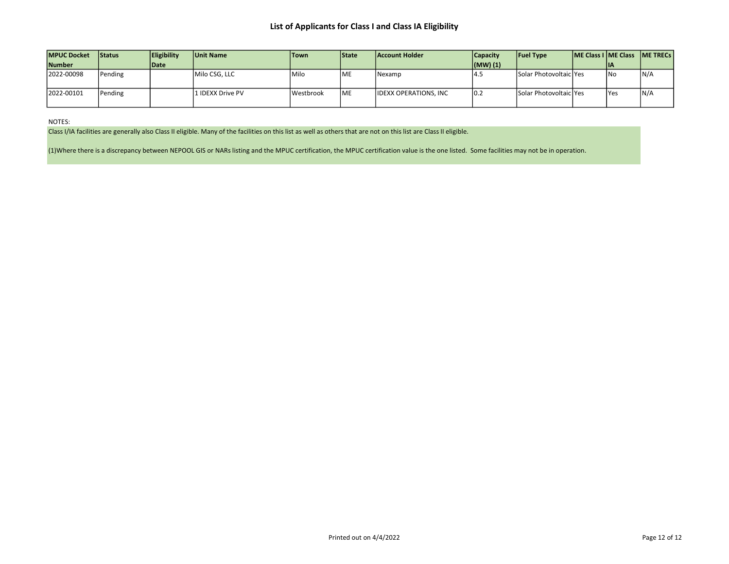## List of Applicants for Class I and Class IA Eligibility

| MPUC Docket Number | Status | Eligibility Date | Unit Name | Town | State | Account Holder | Capacity (MW) (1) | Fuel Type | ME Class I | ME Class IA | ME TRECs |
|---|---|---|---|---|---|---|---|---|---|---|---|
| 2022-00098 | Pending | | Milo CSG, LLC | Milo | ME | Nexamp | 4.5 | Solar Photovoltaic | Yes | No | N/A |
| 2022-00101 | Pending | | 1 IDEXX Drive PV | Westbrook | ME | IDEXX OPERATIONS, INC | 0.2 | Solar Photovoltaic | Yes | Yes | N/A |

NOTES:

Class I/IA facilities are generally also Class II eligible. Many of the facilities on this list as well as others that are not on this list are Class II eligible.

(1)Where there is a discrepancy between NEPOOL GIS or NARs listing and the MPUC certification, the MPUC certification value is the one listed. Some facilities may not be in operation.

Printed out on 4/4/2022